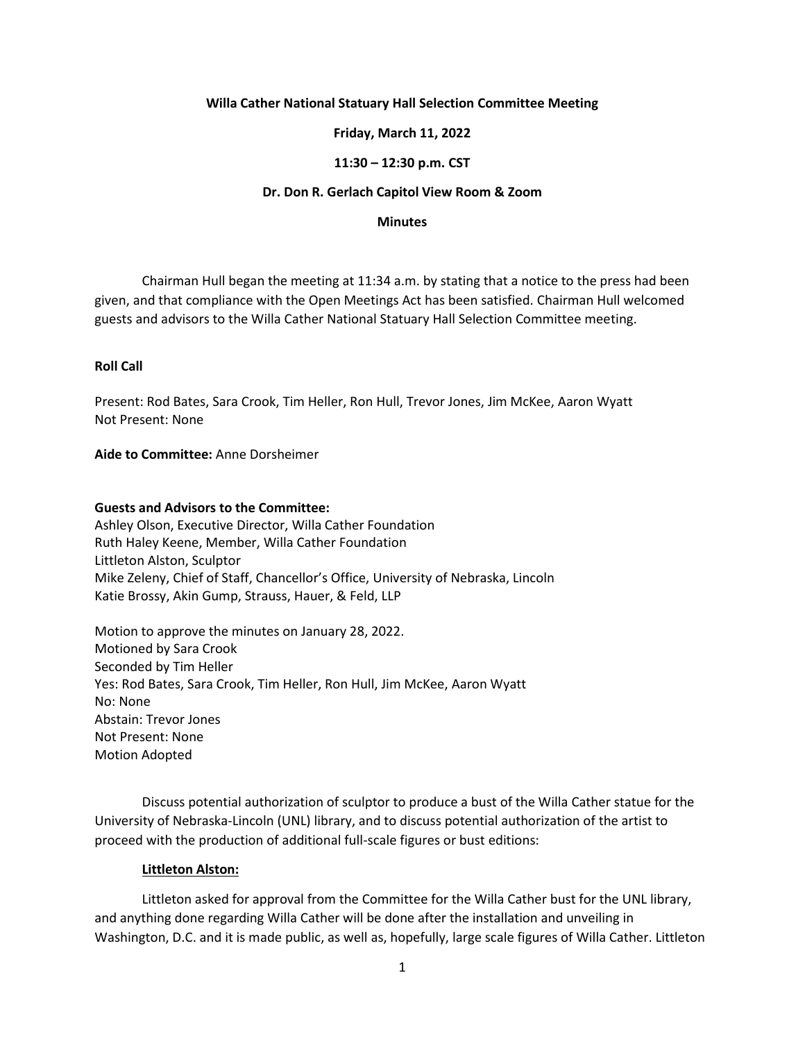**Willa Cather National Statuary Hall Selection Committee Meeting**

**Friday, March 11, 2022**

**11:30 – 12:30 p.m. CST**

**Dr. Don R. Gerlach Capitol View Room & Zoom**

**Minutes**

Chairman Hull began the meeting at 11:34 a.m. by stating that a notice to the press had been given, and that compliance with the Open Meetings Act has been satisfied. Chairman Hull welcomed guests and advisors to the Willa Cather National Statuary Hall Selection Committee meeting.

**Roll Call**

Present: Rod Bates, Sara Crook, Tim Heller, Ron Hull, Trevor Jones, Jim McKee, Aaron Wyatt
Not Present: None

**Aide to Committee:** Anne Dorsheimer

**Guests and Advisors to the Committee:**
Ashley Olson, Executive Director, Willa Cather Foundation
Ruth Haley Keene, Member, Willa Cather Foundation
Littleton Alston, Sculptor
Mike Zeleny, Chief of Staff, Chancellor's Office, University of Nebraska, Lincoln
Katie Brossy, Akin Gump, Strauss, Hauer, & Feld, LLP

Motion to approve the minutes on January 28, 2022.
Motioned by Sara Crook
Seconded by Tim Heller
Yes: Rod Bates, Sara Crook, Tim Heller, Ron Hull, Jim McKee, Aaron Wyatt
No: None
Abstain: Trevor Jones
Not Present: None
Motion Adopted

Discuss potential authorization of sculptor to produce a bust of the Willa Cather statue for the University of Nebraska-Lincoln (UNL) library, and to discuss potential authorization of the artist to proceed with the production of additional full-scale figures or bust editions:

**Littleton Alston:**

Littleton asked for approval from the Committee for the Willa Cather bust for the UNL library, and anything done regarding Willa Cather will be done after the installation and unveiling in Washington, D.C. and it is made public, as well as, hopefully, large scale figures of Willa Cather. Littleton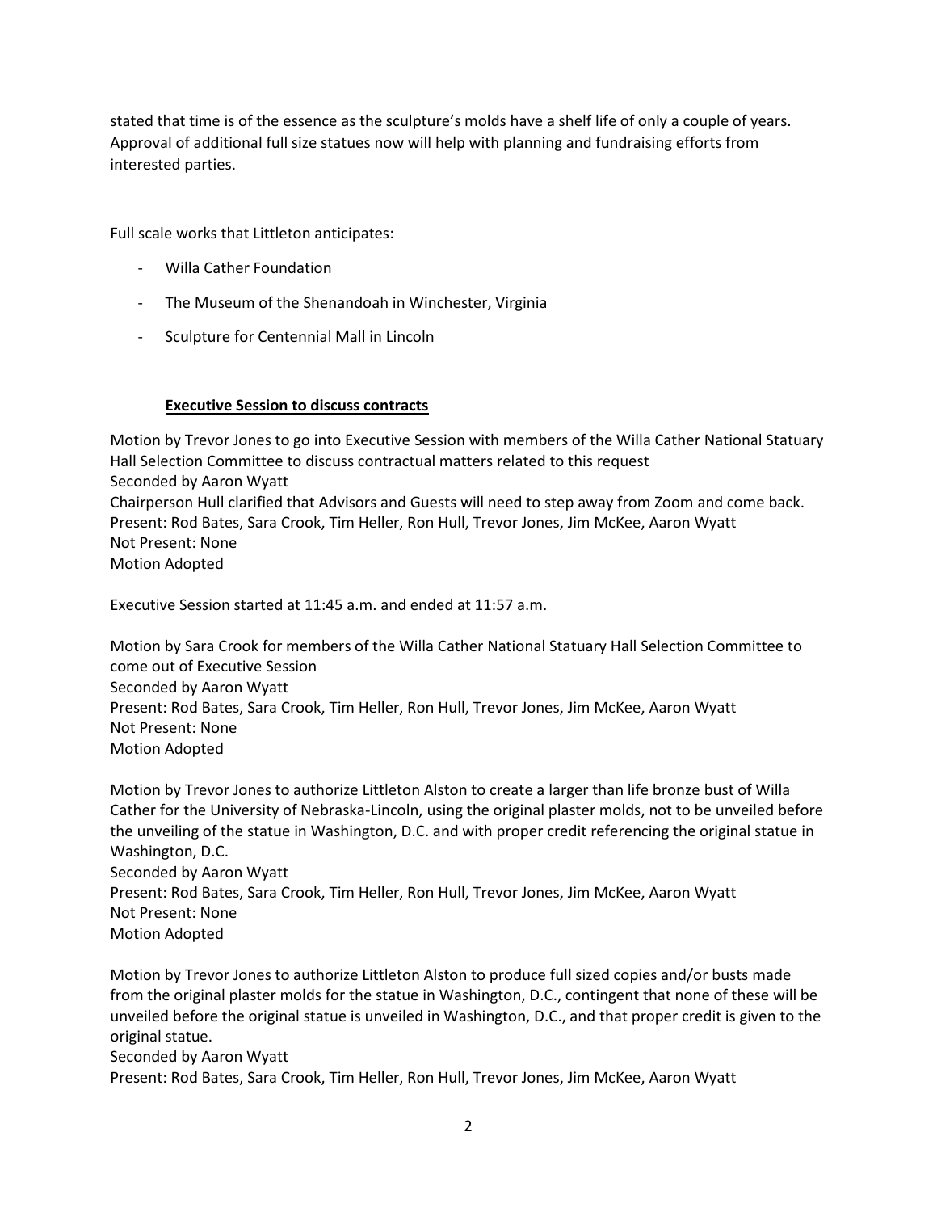stated that time is of the essence as the sculpture's molds have a shelf life of only a couple of years. Approval of additional full size statues now will help with planning and fundraising efforts from interested parties.

Full scale works that Littleton anticipates:

- Willa Cather Foundation
- The Museum of the Shenandoah in Winchester, Virginia
- Sculpture for Centennial Mall in Lincoln

**Executive Session to discuss contracts**

Motion by Trevor Jones to go into Executive Session with members of the Willa Cather National Statuary Hall Selection Committee to discuss contractual matters related to this request
Seconded by Aaron Wyatt
Chairperson Hull clarified that Advisors and Guests will need to step away from Zoom and come back.
Present: Rod Bates, Sara Crook, Tim Heller, Ron Hull, Trevor Jones, Jim McKee, Aaron Wyatt
Not Present: None
Motion Adopted

Executive Session started at 11:45 a.m. and ended at 11:57 a.m.

Motion by Sara Crook for members of the Willa Cather National Statuary Hall Selection Committee to come out of Executive Session
Seconded by Aaron Wyatt
Present: Rod Bates, Sara Crook, Tim Heller, Ron Hull, Trevor Jones, Jim McKee, Aaron Wyatt
Not Present: None
Motion Adopted

Motion by Trevor Jones to authorize Littleton Alston to create a larger than life bronze bust of Willa Cather for the University of Nebraska-Lincoln, using the original plaster molds, not to be unveiled before the unveiling of the statue in Washington, D.C. and with proper credit referencing the original statue in Washington, D.C.
Seconded by Aaron Wyatt
Present: Rod Bates, Sara Crook, Tim Heller, Ron Hull, Trevor Jones, Jim McKee, Aaron Wyatt
Not Present: None
Motion Adopted

Motion by Trevor Jones to authorize Littleton Alston to produce full sized copies and/or busts made from the original plaster molds for the statue in Washington, D.C., contingent that none of these will be unveiled before the original statue is unveiled in Washington, D.C., and that proper credit is given to the original statue.
Seconded by Aaron Wyatt
Present: Rod Bates, Sara Crook, Tim Heller, Ron Hull, Trevor Jones, Jim McKee, Aaron Wyatt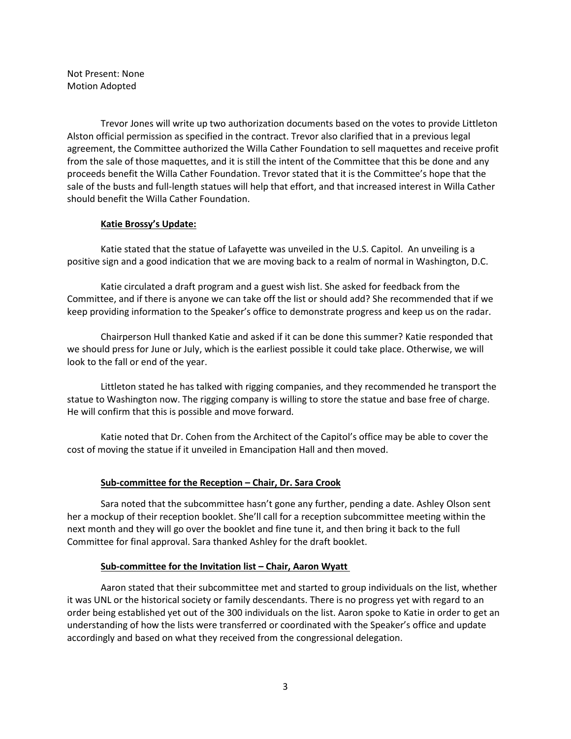Not Present: None
Motion Adopted

Trevor Jones will write up two authorization documents based on the votes to provide Littleton Alston official permission as specified in the contract. Trevor also clarified that in a previous legal agreement, the Committee authorized the Willa Cather Foundation to sell maquettes and receive profit from the sale of those maquettes, and it is still the intent of the Committee that this be done and any proceeds benefit the Willa Cather Foundation. Trevor stated that it is the Committee's hope that the sale of the busts and full-length statues will help that effort, and that increased interest in Willa Cather should benefit the Willa Cather Foundation.

**Katie Brossy's Update:**

Katie stated that the statue of Lafayette was unveiled in the U.S. Capitol. An unveiling is a positive sign and a good indication that we are moving back to a realm of normal in Washington, D.C.

Katie circulated a draft program and a guest wish list. She asked for feedback from the Committee, and if there is anyone we can take off the list or should add? She recommended that if we keep providing information to the Speaker's office to demonstrate progress and keep us on the radar.

Chairperson Hull thanked Katie and asked if it can be done this summer? Katie responded that we should press for June or July, which is the earliest possible it could take place. Otherwise, we will look to the fall or end of the year.

Littleton stated he has talked with rigging companies, and they recommended he transport the statue to Washington now. The rigging company is willing to store the statue and base free of charge. He will confirm that this is possible and move forward.

Katie noted that Dr. Cohen from the Architect of the Capitol's office may be able to cover the cost of moving the statue if it unveiled in Emancipation Hall and then moved.

**Sub-committee for the Reception – Chair, Dr. Sara Crook**

Sara noted that the subcommittee hasn't gone any further, pending a date. Ashley Olson sent her a mockup of their reception booklet. She'll call for a reception subcommittee meeting within the next month and they will go over the booklet and fine tune it, and then bring it back to the full Committee for final approval. Sara thanked Ashley for the draft booklet.

**Sub-committee for the Invitation list – Chair, Aaron Wyatt**

Aaron stated that their subcommittee met and started to group individuals on the list, whether it was UNL or the historical society or family descendants. There is no progress yet with regard to an order being established yet out of the 300 individuals on the list. Aaron spoke to Katie in order to get an understanding of how the lists were transferred or coordinated with the Speaker's office and update accordingly and based on what they received from the congressional delegation.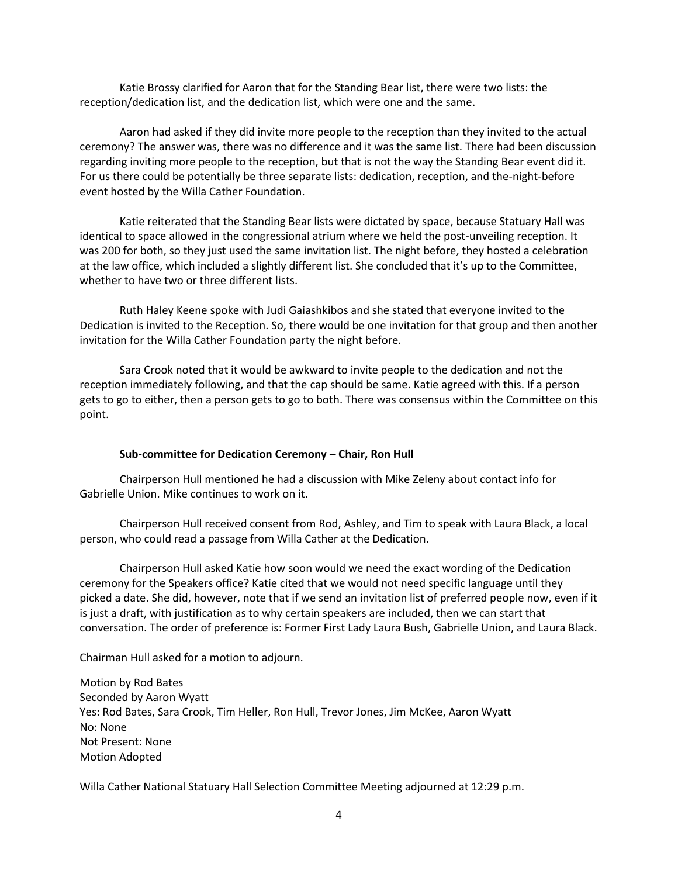Katie Brossy clarified for Aaron that for the Standing Bear list, there were two lists: the reception/dedication list, and the dedication list, which were one and the same.

Aaron had asked if they did invite more people to the reception than they invited to the actual ceremony? The answer was, there was no difference and it was the same list. There had been discussion regarding inviting more people to the reception, but that is not the way the Standing Bear event did it. For us there could be potentially be three separate lists: dedication, reception, and the-night-before event hosted by the Willa Cather Foundation.

Katie reiterated that the Standing Bear lists were dictated by space, because Statuary Hall was identical to space allowed in the congressional atrium where we held the post-unveiling reception. It was 200 for both, so they just used the same invitation list. The night before, they hosted a celebration at the law office, which included a slightly different list. She concluded that it's up to the Committee, whether to have two or three different lists.

Ruth Haley Keene spoke with Judi Gaiashkibos and she stated that everyone invited to the Dedication is invited to the Reception. So, there would be one invitation for that group and then another invitation for the Willa Cather Foundation party the night before.

Sara Crook noted that it would be awkward to invite people to the dedication and not the reception immediately following, and that the cap should be same. Katie agreed with this. If a person gets to go to either, then a person gets to go to both. There was consensus within the Committee on this point.

**Sub-committee for Dedication Ceremony – Chair, Ron Hull**

Chairperson Hull mentioned he had a discussion with Mike Zeleny about contact info for Gabrielle Union. Mike continues to work on it.

Chairperson Hull received consent from Rod, Ashley, and Tim to speak with Laura Black, a local person, who could read a passage from Willa Cather at the Dedication.

Chairperson Hull asked Katie how soon would we need the exact wording of the Dedication ceremony for the Speakers office? Katie cited that we would not need specific language until they picked a date. She did, however, note that if we send an invitation list of preferred people now, even if it is just a draft, with justification as to why certain speakers are included, then we can start that conversation. The order of preference is: Former First Lady Laura Bush, Gabrielle Union, and Laura Black.

Chairman Hull asked for a motion to adjourn.

Motion by Rod Bates
Seconded by Aaron Wyatt
Yes: Rod Bates, Sara Crook, Tim Heller, Ron Hull, Trevor Jones, Jim McKee, Aaron Wyatt
No: None
Not Present: None
Motion Adopted

Willa Cather National Statuary Hall Selection Committee Meeting adjourned at 12:29 p.m.